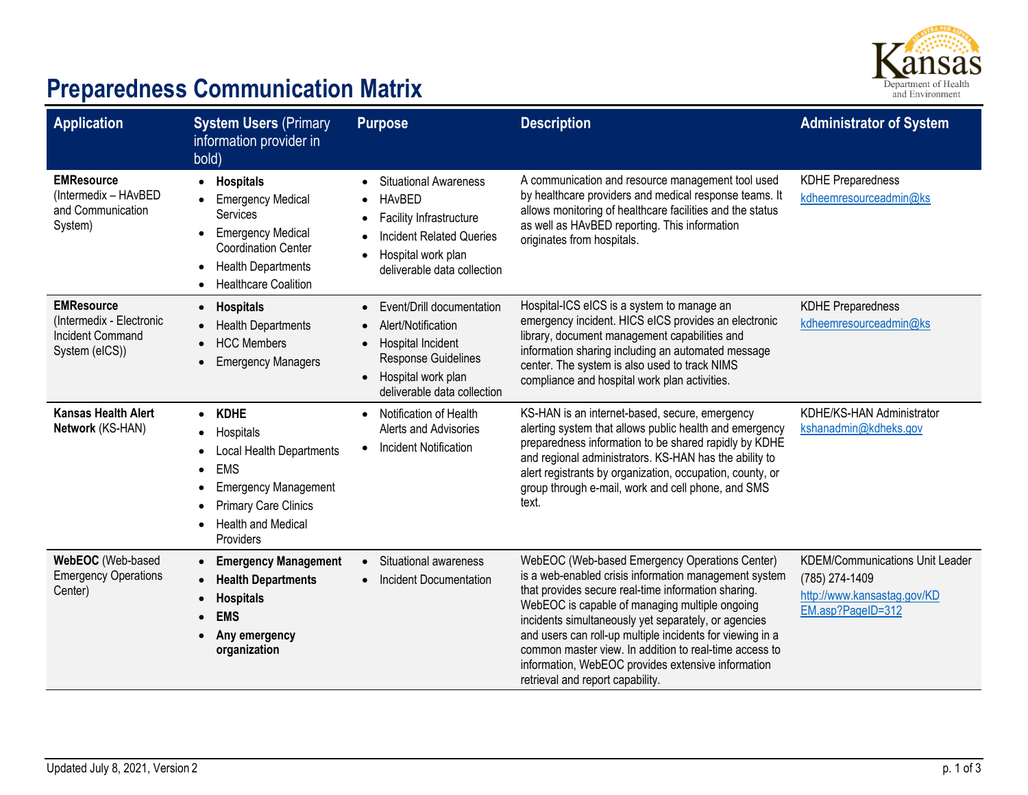# Preparedness Communication Matrix

| Application | System Users (Primary information provider in bold) | Purpose | Description | Administrator of System |
|---|---|---|---|---|
| **EMResource** (Intermedix – HAvBED and Communication System) | • **Hospitals**<br>• Emergency Medical Services<br>• Emergency Medical Coordination Center<br>• Health Departments<br>• Healthcare Coalition | • Situational Awareness<br>• HAvBED<br>• Facility Infrastructure<br>• Incident Related Queries<br>• Hospital work plan deliverable data collection | A communication and resource management tool used by healthcare providers and medical response teams. It allows monitoring of healthcare facilities and the status as well as HAvBED reporting. This information originates from hospitals. | KDHE Preparedness<br>kdheemresourceadmin@ks |
| **EMResource** (Intermedix - Electronic Incident Command System (eICS)) | • **Hospitals**<br>• Health Departments<br>• HCC Members<br>• Emergency Managers | • Event/Drill documentation<br>• Alert/Notification<br>• Hospital Incident Response Guidelines<br>• Hospital work plan deliverable data collection | Hospital-ICS eICS is a system to manage an emergency incident. HICS eICS provides an electronic library, document management capabilities and information sharing including an automated message center. The system is also used to track NIMS compliance and hospital work plan activities. | KDHE Preparedness<br>kdheemresourceadmin@ks |
| **Kansas Health Alert Network** (KS-HAN) | • **KDHE**<br>• Hospitals<br>• Local Health Departments<br>• EMS<br>• Emergency Management<br>• Primary Care Clinics<br>• Health and Medical Providers | • Notification of Health Alerts and Advisories<br>• Incident Notification | KS-HAN is an internet-based, secure, emergency alerting system that allows public health and emergency preparedness information to be shared rapidly by KDHE and regional administrators. KS-HAN has the ability to alert registrants by organization, occupation, county, or group through e-mail, work and cell phone, and SMS text. | KDHE/KS-HAN Administrator<br>kshanadmin@kdheks.gov |
| **WebEOC** (Web-based Emergency Operations Center) | • **Emergency Management**<br>• **Health Departments**<br>• **Hospitals**<br>• **EMS**<br>• **Any emergency organization** | • Situational awareness<br>• Incident Documentation | WebEOC (Web-based Emergency Operations Center) is a web-enabled crisis information management system that provides secure real-time information sharing. WebEOC is capable of managing multiple ongoing incidents simultaneously yet separately, or agencies and users can roll-up multiple incidents for viewing in a common master view. In addition to real-time access to information, WebEOC provides extensive information retrieval and report capability. | KDEM/Communications Unit Leader<br>(785) 274-1409<br>http://www.kansastag.gov/KDEM.asp?PageID=312 |

Updated July 8, 2021, Version 2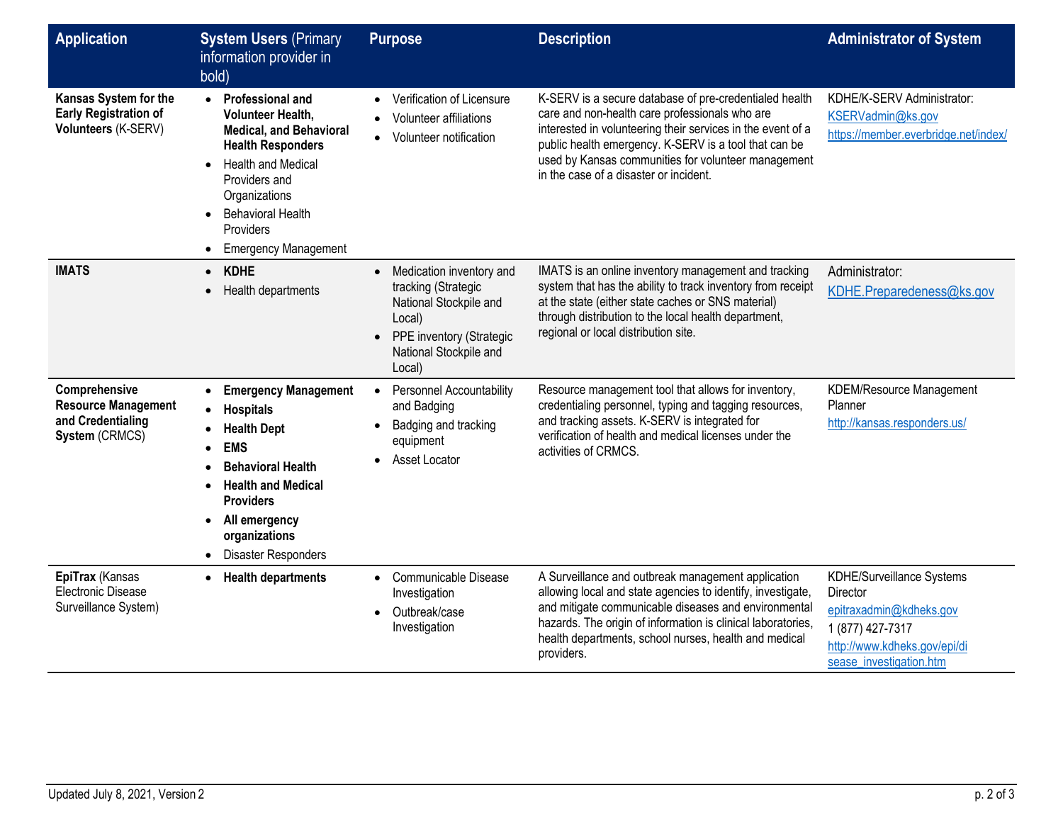| Application | System Users (Primary information provider in bold) | Purpose | Description | Administrator of System |
|---|---|---|---|---|
| **Kansas System for the Early Registration of Volunteers** (K-SERV) | • **Professional and Volunteer Health, Medical, and Behavioral Health Responders**<br>• Health and Medical Providers and Organizations<br>• Behavioral Health Providers<br>• Emergency Management | • Verification of Licensure<br>• Volunteer affiliations<br>• Volunteer notification | K-SERV is a secure database of pre-credentialed health care and non-health care professionals who are interested in volunteering their services in the event of a public health emergency. K-SERV is a tool that can be used by Kansas communities for volunteer management in the case of a disaster or incident. | KDHE/K-SERV Administrator:<br>KSERVadmin@ks.gov<br>https://member.everbridge.net/index/ |
| **IMATS** | • **KDHE**<br>• Health departments | • Medication inventory and tracking (Strategic National Stockpile and Local)<br>• PPE inventory (Strategic National Stockpile and Local) | IMATS is an online inventory management and tracking system that has the ability to track inventory from receipt at the state (either state caches or SNS material) through distribution to the local health department, regional or local distribution site. | Administrator:<br>KDHE.Preparedeness@ks.gov |
| **Comprehensive Resource Management and Credentialing System** (CRMCS) | • **Emergency Management**<br>• **Hospitals**<br>• **Health Dept**<br>• **EMS**<br>• **Behavioral Health**<br>• **Health and Medical Providers**<br>• **All emergency organizations**<br>• Disaster Responders | • Personnel Accountability and Badging<br>• Badging and tracking equipment<br>• Asset Locator | Resource management tool that allows for inventory, credentialing personnel, typing and tagging resources, and tracking assets. K-SERV is integrated for verification of health and medical licenses under the activities of CRMCS. | KDEM/Resource Management Planner<br>http://kansas.responders.us/ |
| **EpiTrax** (Kansas Electronic Disease Surveillance System) | • **Health departments** | • Communicable Disease Investigation<br>• Outbreak/case Investigation | A Surveillance and outbreak management application allowing local and state agencies to identify, investigate, and mitigate communicable diseases and environmental hazards. The origin of information is clinical laboratories, health departments, school nurses, health and medical providers. | KDHE/Surveillance Systems Director<br>epitraxadmin@kdheks.gov<br>1 (877) 427-7317<br>http://www.kdheks.gov/epi/disease_investigation.htm |

Updated July 8, 2021, Version 2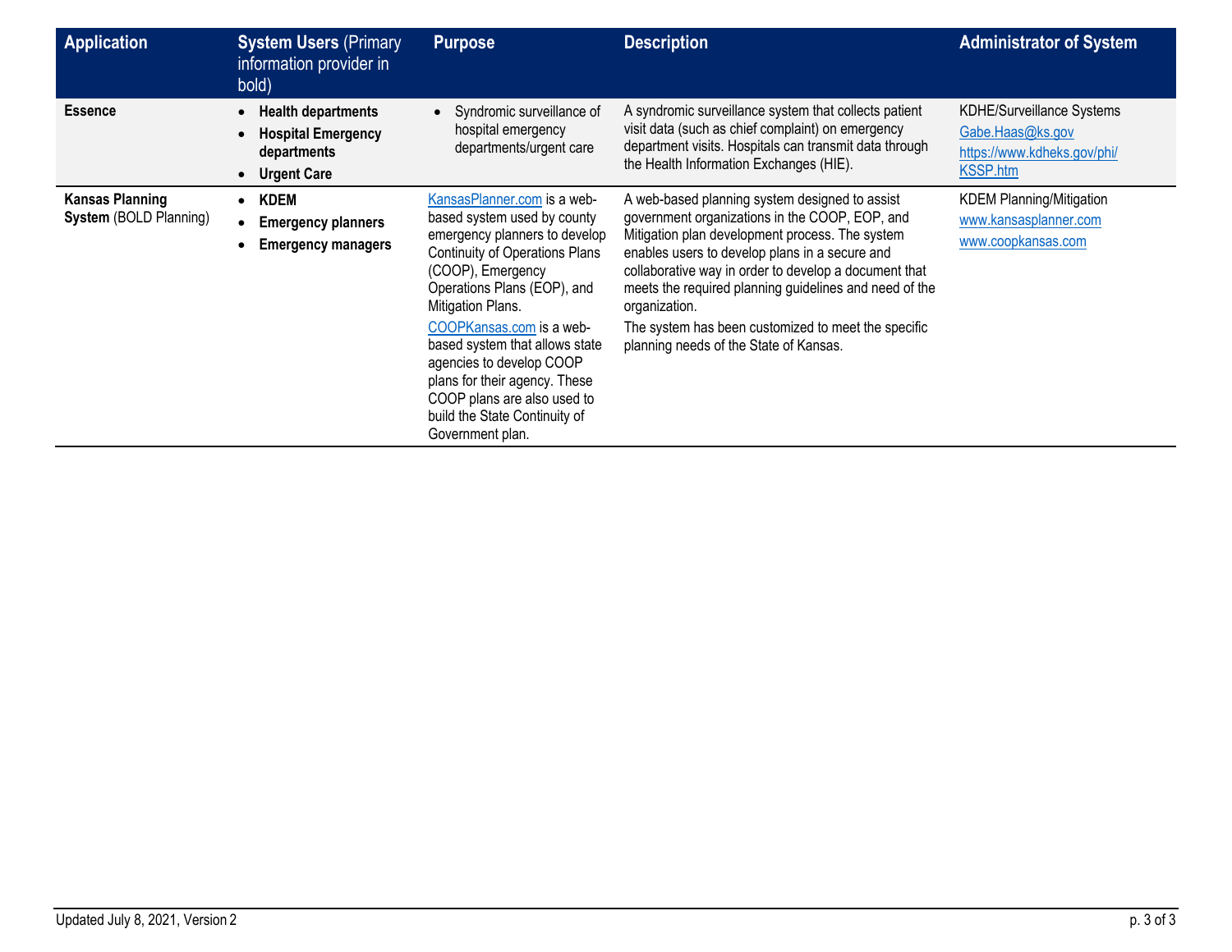| Application | System Users (Primary information provider in bold) | Purpose | Description | Administrator of System |
|---|---|---|---|---|
| **Essence** | • **Health departments**<br>• **Hospital Emergency departments**<br>• **Urgent Care** | • Syndromic surveillance of hospital emergency departments/urgent care | A syndromic surveillance system that collects patient visit data (such as chief complaint) on emergency department visits. Hospitals can transmit data through the Health Information Exchanges (HIE). | KDHE/Surveillance Systems<br>Gabe.Haas@ks.gov<br>https://www.kdheks.gov/phi/KSSP.htm |
| **Kansas Planning System** (BOLD Planning) | • **KDEM**<br>• **Emergency planners**<br>• **Emergency managers** | KansasPlanner.com is a web-based system used by county emergency planners to develop Continuity of Operations Plans (COOP), Emergency Operations Plans (EOP), and Mitigation Plans.<br>COOPKansas.com is a web-based system that allows state agencies to develop COOP plans for their agency. These COOP plans are also used to build the State Continuity of Government plan. | A web-based planning system designed to assist government organizations in the COOP, EOP, and Mitigation plan development process. The system enables users to develop plans in a secure and collaborative way in order to develop a document that meets the required planning guidelines and need of the organization.<br>The system has been customized to meet the specific planning needs of the State of Kansas. | KDEM Planning/Mitigation<br>www.kansasplanner.com<br>www.coopkansas.com |

Updated July 8, 2021, Version 2